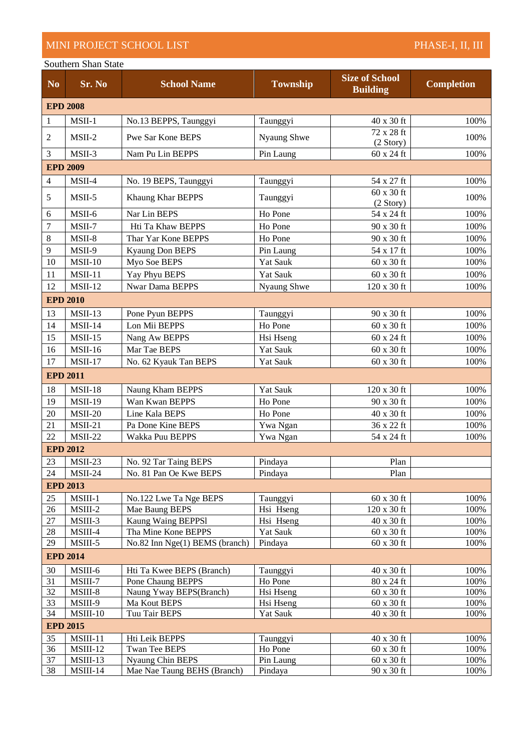# MINI PROJECT SCHOOL LIST

PHASE-I, II, III

Southern Shan State

| No | Sr. No | School Name | Township | Size of School Building | Completion |
|---|---|---|---|---|---|
| **EPD 2008** | | | | | |
| 1 | MSII-1 | No.13 BEPPS, Taunggyi | Taunggyi | 40 x 30 ft | 100% |
| 2 | MSII-2 | Pwe Sar Kone BEPS | Nyaung Shwe | 72 x 28 ft (2 Story) | 100% |
| 3 | MSII-3 | Nam Pu Lin BEPPS | Pin Laung | 60 x 24 ft | 100% |
| **EPD 2009** | | | | | |
| 4 | MSII-4 | No. 19 BEPS, Taunggyi | Taunggyi | 54 x 27 ft | 100% |
| 5 | MSII-5 | Khaung Khar BEPPS | Taunggyi | 60 x 30 ft (2 Story) | 100% |
| 6 | MSII-6 | Nar Lin BEPS | Ho Pone | 54 x 24 ft | 100% |
| 7 | MSII-7 | Hti Ta Khaw BEPPS | Ho Pone | 90 x 30 ft | 100% |
| 8 | MSII-8 | Thar Yar Kone BEPPS | Ho Pone | 90 x 30 ft | 100% |
| 9 | MSII-9 | Kyaung Don BEPS | Pin Laung | 54 x 17 ft | 100% |
| 10 | MSII-10 | Myo Soe BEPS | Yat Sauk | 60 x 30 ft | 100% |
| 11 | MSII-11 | Yay Phyu BEPS | Yat Sauk | 60 x 30 ft | 100% |
| 12 | MSII-12 | Nwar Dama BEPPS | Nyaung Shwe | 120 x 30 ft | 100% |
| **EPD 2010** | | | | | |
| 13 | MSII-13 | Pone Pyun BEPPS | Taunggyi | 90 x 30 ft | 100% |
| 14 | MSII-14 | Lon Mii BEPPS | Ho Pone | 60 x 30 ft | 100% |
| 15 | MSII-15 | Nang Aw BEPPS | Hsi Hseng | 60 x 24 ft | 100% |
| 16 | MSII-16 | Mar Tae BEPS | Yat Sauk | 60 x 30 ft | 100% |
| 17 | MSII-17 | No. 62 Kyauk Tan BEPS | Yat Sauk | 60 x 30 ft | 100% |
| **EPD 2011** | | | | | |
| 18 | MSII-18 | Naung Kham BEPPS | Yat Sauk | 120 x 30 ft | 100% |
| 19 | MSII-19 | Wan Kwan BEPPS | Ho Pone | 90 x 30 ft | 100% |
| 20 | MSII-20 | Line Kala BEPS | Ho Pone | 40 x 30 ft | 100% |
| 21 | MSII-21 | Pa Done Kine BEPS | Ywa Ngan | 36 x 22 ft | 100% |
| 22 | MSII-22 | Wakka Puu BEPPS | Ywa Ngan | 54 x 24 ft | 100% |
| **EPD 2012** | | | | | |
| 23 | MSII-23 | No. 92 Tar Taing BEPS | Pindaya | Plan | |
| 24 | MSII-24 | No. 81 Pan Oe Kwe BEPS | Pindaya | Plan | |
| **EPD 2013** | | | | | |
| 25 | MSIII-1 | No.122 Lwe Ta Nge BEPS | Taunggyi | 60 x 30 ft | 100% |
| 26 | MSIII-2 | Mae Baung BEPS | Hsi Hseng | 120 x 30 ft | 100% |
| 27 | MSIII-3 | Kaung Waing BEPPSl | Hsi Hseng | 40 x 30 ft | 100% |
| 28 | MSIII-4 | Tha Mine Kone BEPPS | Yat Sauk | 60 x 30 ft | 100% |
| 29 | MSIII-5 | No.82 Inn Nge(1) BEMS (branch) | Pindaya | 60 x 30 ft | 100% |
| **EPD 2014** | | | | | |
| 30 | MSIII-6 | Hti Ta Kwee BEPS (Branch) | Taunggyi | 40 x 30 ft | 100% |
| 31 | MSIII-7 | Pone Chaung BEPPS | Ho Pone | 80 x 24 ft | 100% |
| 32 | MSIII-8 | Naung Yway BEPS(Branch) | Hsi Hseng | 60 x 30 ft | 100% |
| 33 | MSIII-9 | Ma Kout BEPS | Hsi Hseng | 60 x 30 ft | 100% |
| 34 | MSIII-10 | Tuu Tair BEPS | Yat Sauk | 40 x 30 ft | 100% |
| **EPD 2015** | | | | | |
| 35 | MSIII-11 | Hti Leik BEPPS | Taunggyi | 40 x 30 ft | 100% |
| 36 | MSIII-12 | Twan Tee BEPS | Ho Pone | 60 x 30 ft | 100% |
| 37 | MSIII-13 | Nyaung Chin BEPS | Pin Laung | 60 x 30 ft | 100% |
| 38 | MSIII-14 | Mae Nae Taung BEHS (Branch) | Pindaya | 90 x 30 ft | 100% |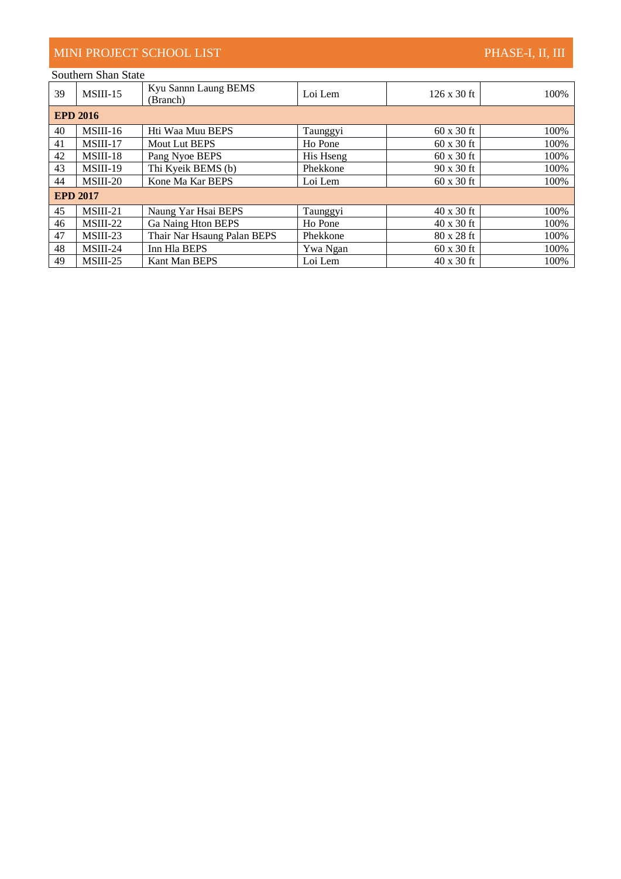MINI PROJECT SCHOOL LIST PHASE-I, II, III

Southern Shan State

| | | | | | |
|---|---|---|---|---|---|
| 39 | MSIII-15 | Kyu Sannn Laung BEMS (Branch) | Loi Lem | 126 x 30 ft | 100% |
| **EPD 2016** | | | | | |
| 40 | MSIII-16 | Hti Waa Muu BEPS | Taunggyi | 60 x 30 ft | 100% |
| 41 | MSIII-17 | Mout Lut BEPS | Ho Pone | 60 x 30 ft | 100% |
| 42 | MSIII-18 | Pang Nyoe BEPS | His Hseng | 60 x 30 ft | 100% |
| 43 | MSIII-19 | Thi Kyeik BEMS (b) | Phekkone | 90 x 30 ft | 100% |
| 44 | MSIII-20 | Kone Ma Kar BEPS | Loi Lem | 60 x 30 ft | 100% |
| **EPD 2017** | | | | | |
| 45 | MSIII-21 | Naung Yar Hsai BEPS | Taunggyi | 40 x 30 ft | 100% |
| 46 | MSIII-22 | Ga Naing Hton BEPS | Ho Pone | 40 x 30 ft | 100% |
| 47 | MSIII-23 | Thair Nar Hsaung Palan BEPS | Phekkone | 80 x 28 ft | 100% |
| 48 | MSIII-24 | Inn Hla BEPS | Ywa Ngan | 60 x 30 ft | 100% |
| 49 | MSIII-25 | Kant Man BEPS | Loi Lem | 40 x 30 ft | 100% |